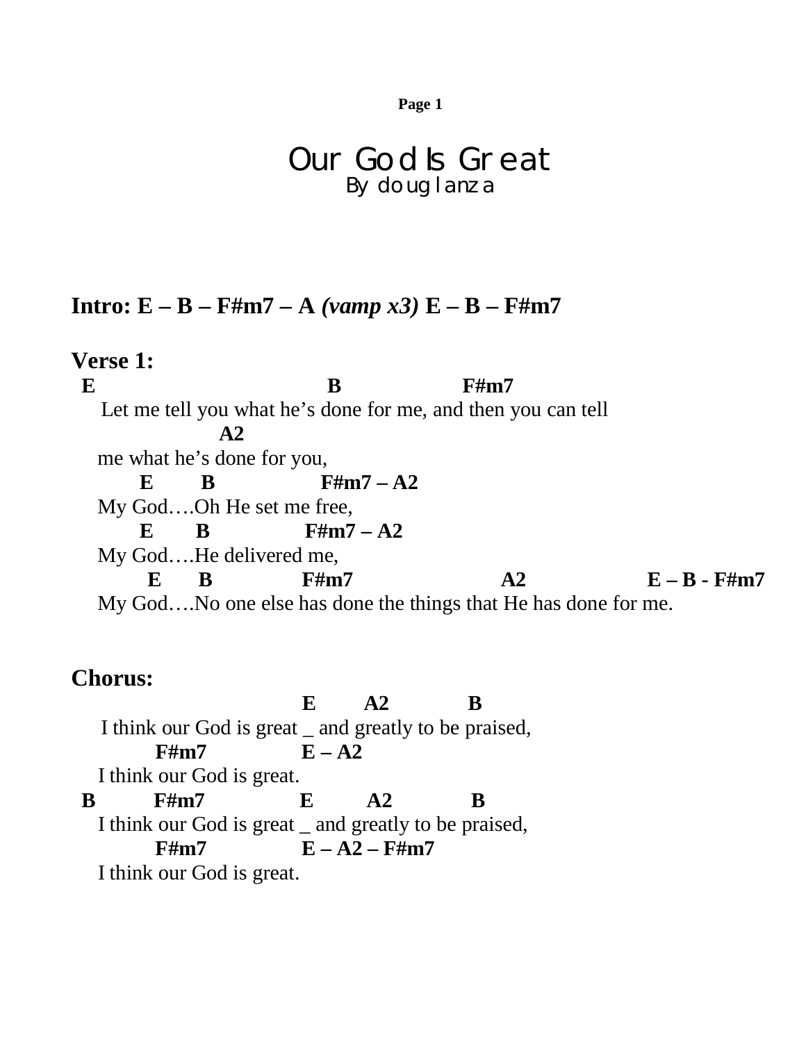# Our God Is Great

By doug lanza

**Intro: E – B – F#m7 – A *(vamp x3)* E – B – F#m7**

**Verse 1:**

```
 E                               B                F#m7
   Let me tell you what he's done for me, and then you can tell
                A2
  me what he's done for you,
       E      B              F#m7 – A2
  My God….Oh He set me free,
       E     B             F#m7 – A2
  My God….He delivered me,
        E     B            F#m7                  A2                E – B - F#m7
  My God….No one else has done the things that He has done for me.
```

**Chorus:**

```
                              E      A2          B
   I think our God is great _ and greatly to be praised,
          F#m7            E – A2
  I think our God is great.
 B        F#m7            E      A2          B
  I think our God is great _ and greatly to be praised,
          F#m7            E – A2 – F#m7
  I think our God is great.
```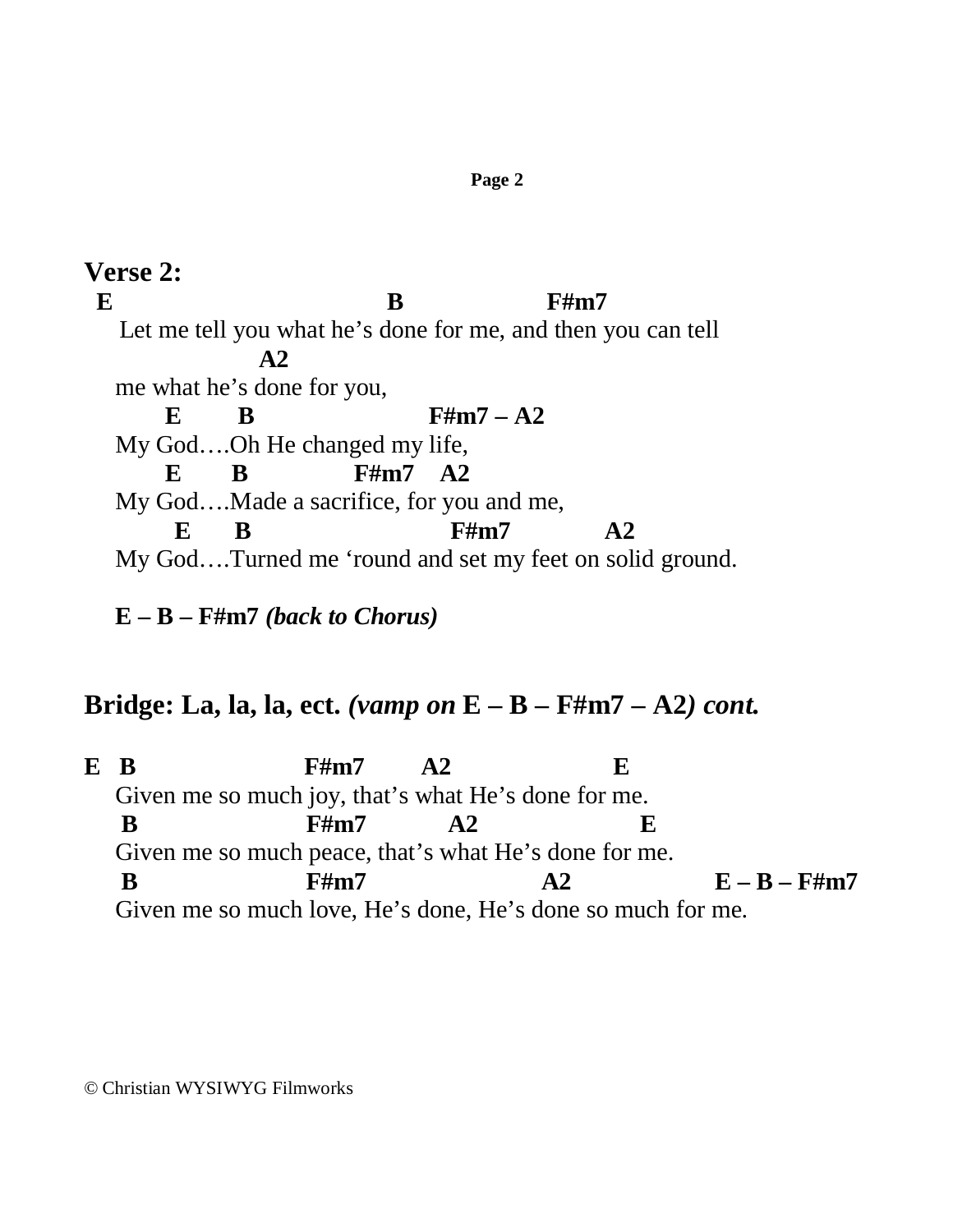## Verse 2:

```
 E                              B                F#m7
   Let me tell you what he's done for me, and then you can tell
                A2
  me what he's done for you,
       E       B                  F#m7 – A2
  My God….Oh He changed my life,
       E      B           F#m7   A2
  My God….Made a sacrifice, for you and me,
        E     B                     F#m7         A2
  My God….Turned me 'round and set my feet on solid ground.
```

**E – B – F#m7** ***(back to Chorus)***

## Bridge: La, la, la, ect. *(vamp on* E – B – F#m7 – A2*) cont.*

```
E  B                  F#m7      A2                 E
   Given me so much joy, that's what He's done for me.
   B                  F#m7         A2                E
   Given me so much peace, that's what He's done for me.
   B                  F#m7                  A2               E – B – F#m7
   Given me so much love, He's done, He's done so much for me.
```

© Christian WYSIWYG Filmworks